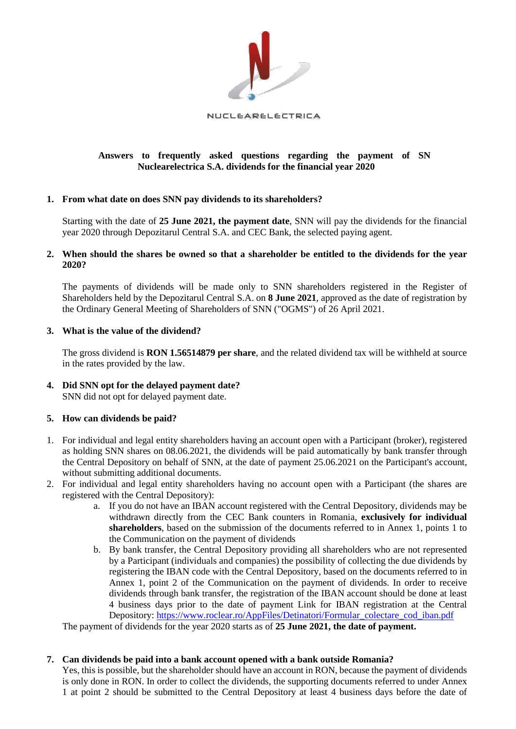NUCLEARELECTRICA

**Answers to frequently asked questions regarding the payment of SN Nuclearelectrica S.A. dividends for the financial year 2020**

**1. From what date on does SNN pay dividends to its shareholders?**

Starting with the date of **25 June 2021, the payment date**, SNN will pay the dividends for the financial year 2020 through Depozitarul Central S.A. and CEC Bank, the selected paying agent.

**2. When should the shares be owned so that a shareholder be entitled to the dividends for the year 2020?**

The payments of dividends will be made only to SNN shareholders registered in the Register of Shareholders held by the Depozitarul Central S.A. on **8 June 2021**, approved as the date of registration by the Ordinary General Meeting of Shareholders of SNN ("OGMS") of 26 April 2021.

**3. What is the value of the dividend?**

The gross dividend is **RON 1.56514879 per share**, and the related dividend tax will be withheld at source in the rates provided by the law.

**4. Did SNN opt for the delayed payment date?**
SNN did not opt for delayed payment date.

**5. How can dividends be paid?**

1. For individual and legal entity shareholders having an account open with a Participant (broker), registered as holding SNN shares on 08.06.2021, the dividends will be paid automatically by bank transfer through the Central Depository on behalf of SNN, at the date of payment 25.06.2021 on the Participant's account, without submitting additional documents.
2. For individual and legal entity shareholders having no account open with a Participant (the shares are registered with the Central Depository):
   a. If you do not have an IBAN account registered with the Central Depository, dividends may be withdrawn directly from the CEC Bank counters in Romania, **exclusively for individual shareholders**, based on the submission of the documents referred to in Annex 1, points 1 to the Communication on the payment of dividends
   b. By bank transfer, the Central Depository providing all shareholders who are not represented by a Participant (individuals and companies) the possibility of collecting the due dividends by registering the IBAN code with the Central Depository, based on the documents referred to in Annex 1, point 2 of the Communication on the payment of dividends. In order to receive dividends through bank transfer, the registration of the IBAN account should be done at least 4 business days prior to the date of payment Link for IBAN registration at the Central Depository: https://www.roclear.ro/AppFiles/Detinatori/Formular_colectare_cod_iban.pdf

The payment of dividends for the year 2020 starts as of **25 June 2021, the date of payment.**

**7. Can dividends be paid into a bank account opened with a bank outside Romania?**
Yes, this is possible, but the shareholder should have an account in RON, because the payment of dividends is only done in RON. In order to collect the dividends, the supporting documents referred to under Annex 1 at point 2 should be submitted to the Central Depository at least 4 business days before the date of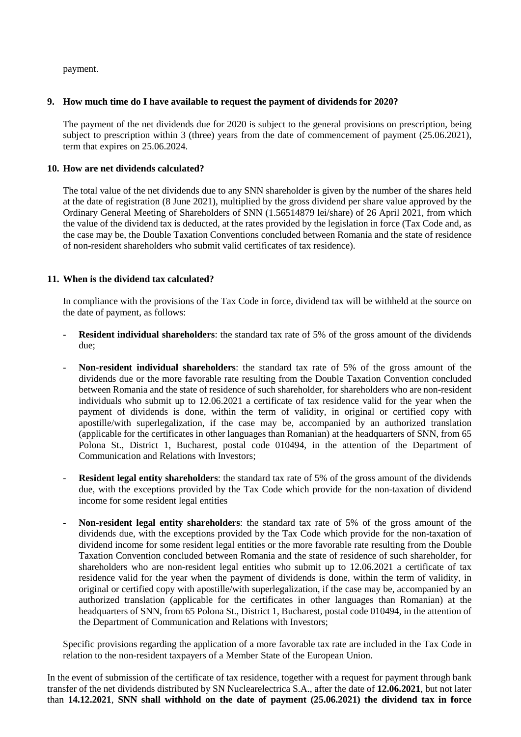payment.

### 9. How much time do I have available to request the payment of dividends for 2020?

The payment of the net dividends due for 2020 is subject to the general provisions on prescription, being subject to prescription within 3 (three) years from the date of commencement of payment (25.06.2021), term that expires on 25.06.2024.

### 10. How are net dividends calculated?

The total value of the net dividends due to any SNN shareholder is given by the number of the shares held at the date of registration (8 June 2021), multiplied by the gross dividend per share value approved by the Ordinary General Meeting of Shareholders of SNN (1.56514879 lei/share) of 26 April 2021, from which the value of the dividend tax is deducted, at the rates provided by the legislation in force (Tax Code and, as the case may be, the Double Taxation Conventions concluded between Romania and the state of residence of non-resident shareholders who submit valid certificates of tax residence).

### 11. When is the dividend tax calculated?

In compliance with the provisions of the Tax Code in force, dividend tax will be withheld at the source on the date of payment, as follows:

- **Resident individual shareholders**: the standard tax rate of 5% of the gross amount of the dividends due;
- **Non-resident individual shareholders**: the standard tax rate of 5% of the gross amount of the dividends due or the more favorable rate resulting from the Double Taxation Convention concluded between Romania and the state of residence of such shareholder, for shareholders who are non-resident individuals who submit up to 12.06.2021 a certificate of tax residence valid for the year when the payment of dividends is done, within the term of validity, in original or certified copy with apostille/with superlegalization, if the case may be, accompanied by an authorized translation (applicable for the certificates in other languages than Romanian) at the headquarters of SNN, from 65 Polona St., District 1, Bucharest, postal code 010494, in the attention of the Department of Communication and Relations with Investors;
- **Resident legal entity shareholders**: the standard tax rate of 5% of the gross amount of the dividends due, with the exceptions provided by the Tax Code which provide for the non-taxation of dividend income for some resident legal entities
- **Non-resident legal entity shareholders**: the standard tax rate of 5% of the gross amount of the dividends due, with the exceptions provided by the Tax Code which provide for the non-taxation of dividend income for some resident legal entities or the more favorable rate resulting from the Double Taxation Convention concluded between Romania and the state of residence of such shareholder, for shareholders who are non-resident legal entities who submit up to 12.06.2021 a certificate of tax residence valid for the year when the payment of dividends is done, within the term of validity, in original or certified copy with apostille/with superlegalization, if the case may be, accompanied by an authorized translation (applicable for the certificates in other languages than Romanian) at the headquarters of SNN, from 65 Polona St., District 1, Bucharest, postal code 010494, in the attention of the Department of Communication and Relations with Investors;

Specific provisions regarding the application of a more favorable tax rate are included in the Tax Code in relation to the non-resident taxpayers of a Member State of the European Union.

In the event of submission of the certificate of tax residence, together with a request for payment through bank transfer of the net dividends distributed by SN Nuclearelectrica S.A., after the date of **12.06.2021**, but not later than **14.12.2021**, **SNN shall withhold on the date of payment (25.06.2021) the dividend tax in force**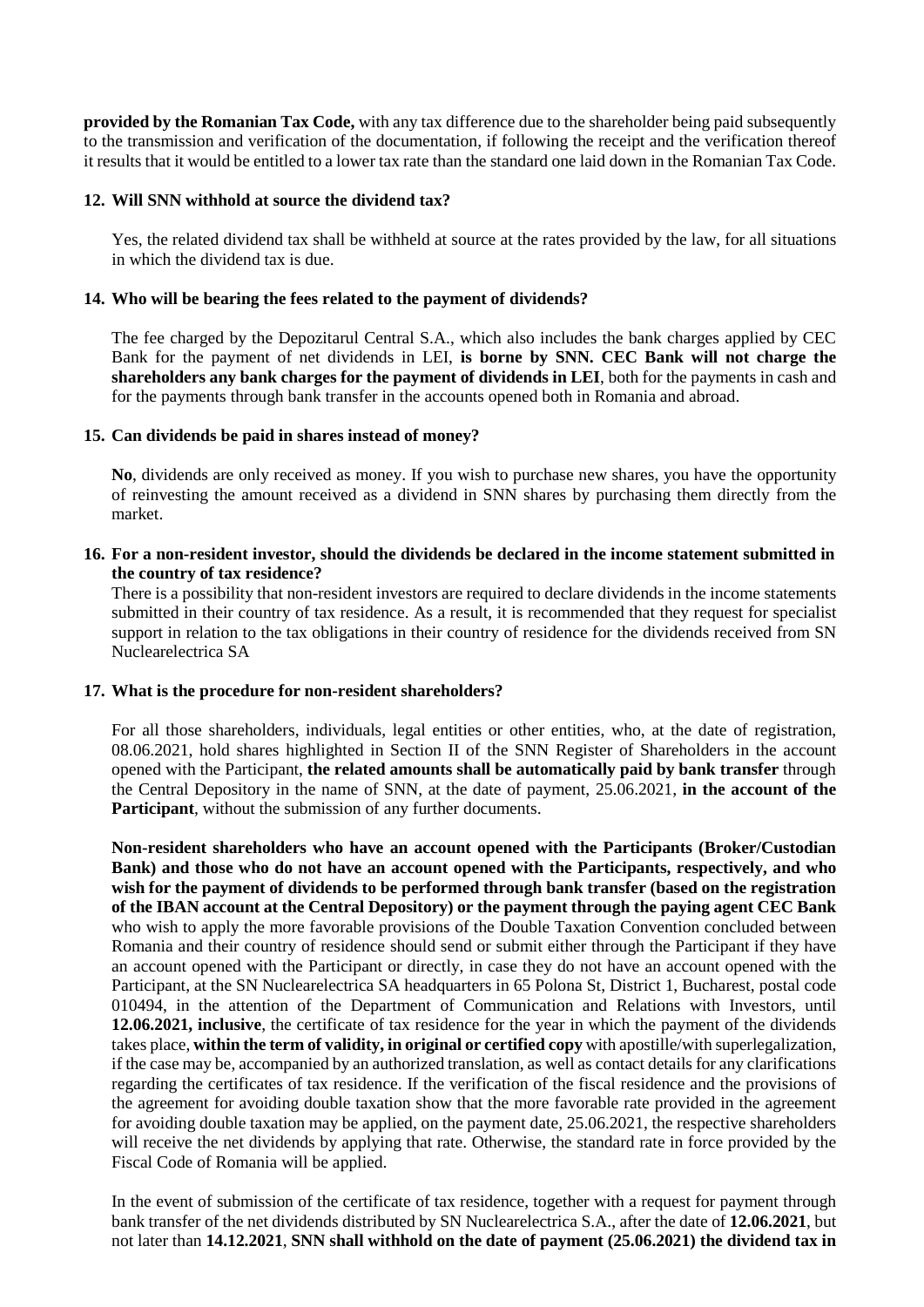**provided by the Romanian Tax Code,** with any tax difference due to the shareholder being paid subsequently to the transmission and verification of the documentation, if following the receipt and the verification thereof it results that it would be entitled to a lower tax rate than the standard one laid down in the Romanian Tax Code.

**12. Will SNN withhold at source the dividend tax?**

Yes, the related dividend tax shall be withheld at source at the rates provided by the law, for all situations in which the dividend tax is due.

**14. Who will be bearing the fees related to the payment of dividends?**

The fee charged by the Depozitarul Central S.A., which also includes the bank charges applied by CEC Bank for the payment of net dividends in LEI, **is borne by SNN. CEC Bank will not charge the shareholders any bank charges for the payment of dividends in LEI**, both for the payments in cash and for the payments through bank transfer in the accounts opened both in Romania and abroad.

**15. Can dividends be paid in shares instead of money?**

**No**, dividends are only received as money. If you wish to purchase new shares, you have the opportunity of reinvesting the amount received as a dividend in SNN shares by purchasing them directly from the market.

**16. For a non-resident investor, should the dividends be declared in the income statement submitted in the country of tax residence?**

There is a possibility that non-resident investors are required to declare dividends in the income statements submitted in their country of tax residence. As a result, it is recommended that they request for specialist support in relation to the tax obligations in their country of residence for the dividends received from SN Nuclearelectrica SA

**17. What is the procedure for non-resident shareholders?**

For all those shareholders, individuals, legal entities or other entities, who, at the date of registration, 08.06.2021, hold shares highlighted in Section II of the SNN Register of Shareholders in the account opened with the Participant, **the related amounts shall be automatically paid by bank transfer** through the Central Depository in the name of SNN, at the date of payment, 25.06.2021, **in the account of the Participant**, without the submission of any further documents.

**Non-resident shareholders who have an account opened with the Participants (Broker/Custodian Bank) and those who do not have an account opened with the Participants, respectively, and who wish for the payment of dividends to be performed through bank transfer (based on the registration of the IBAN account at the Central Depository) or the payment through the paying agent CEC Bank** who wish to apply the more favorable provisions of the Double Taxation Convention concluded between Romania and their country of residence should send or submit either through the Participant if they have an account opened with the Participant or directly, in case they do not have an account opened with the Participant, at the SN Nuclearelectrica SA headquarters in 65 Polona St, District 1, Bucharest, postal code 010494, in the attention of the Department of Communication and Relations with Investors, until **12.06.2021, inclusive**, the certificate of tax residence for the year in which the payment of the dividends takes place, **within the term of validity, in original or certified copy** with apostille/with superlegalization, if the case may be, accompanied by an authorized translation, as well as contact details for any clarifications regarding the certificates of tax residence. If the verification of the fiscal residence and the provisions of the agreement for avoiding double taxation show that the more favorable rate provided in the agreement for avoiding double taxation may be applied, on the payment date, 25.06.2021, the respective shareholders will receive the net dividends by applying that rate. Otherwise, the standard rate in force provided by the Fiscal Code of Romania will be applied.

In the event of submission of the certificate of tax residence, together with a request for payment through bank transfer of the net dividends distributed by SN Nuclearelectrica S.A., after the date of **12.06.2021**, but not later than **14.12.2021**, **SNN shall withhold on the date of payment (25.06.2021) the dividend tax in**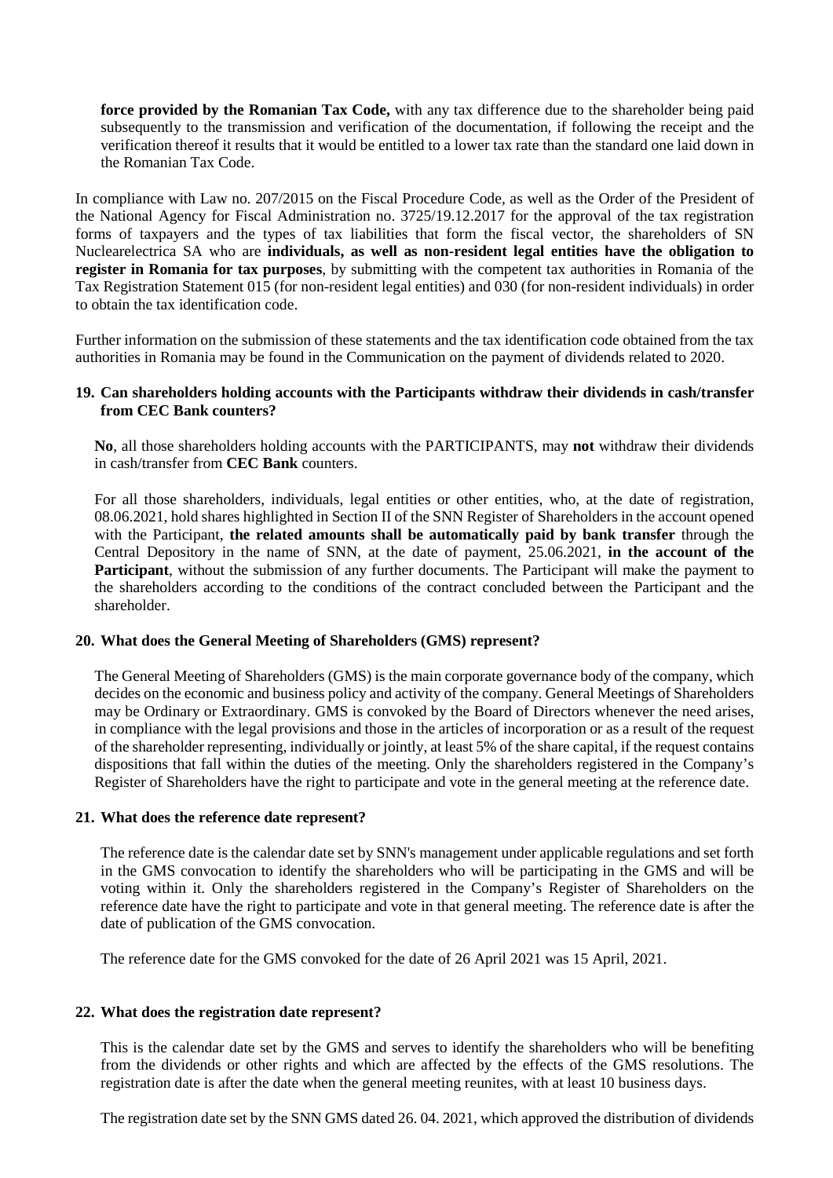**force provided by the Romanian Tax Code,** with any tax difference due to the shareholder being paid subsequently to the transmission and verification of the documentation, if following the receipt and the verification thereof it results that it would be entitled to a lower tax rate than the standard one laid down in the Romanian Tax Code.

In compliance with Law no. 207/2015 on the Fiscal Procedure Code, as well as the Order of the President of the National Agency for Fiscal Administration no. 3725/19.12.2017 for the approval of the tax registration forms of taxpayers and the types of tax liabilities that form the fiscal vector, the shareholders of SN Nuclearelectrica SA who are **individuals, as well as non-resident legal entities have the obligation to register in Romania for tax purposes**, by submitting with the competent tax authorities in Romania of the Tax Registration Statement 015 (for non-resident legal entities) and 030 (for non-resident individuals) in order to obtain the tax identification code.

Further information on the submission of these statements and the tax identification code obtained from the tax authorities in Romania may be found in the Communication on the payment of dividends related to 2020.

### 19. Can shareholders holding accounts with the Participants withdraw their dividends in cash/transfer from CEC Bank counters?

**No**, all those shareholders holding accounts with the PARTICIPANTS, may **not** withdraw their dividends in cash/transfer from **CEC Bank** counters.

For all those shareholders, individuals, legal entities or other entities, who, at the date of registration, 08.06.2021, hold shares highlighted in Section II of the SNN Register of Shareholders in the account opened with the Participant, **the related amounts shall be automatically paid by bank transfer** through the Central Depository in the name of SNN, at the date of payment, 25.06.2021, **in the account of the Participant**, without the submission of any further documents. The Participant will make the payment to the shareholders according to the conditions of the contract concluded between the Participant and the shareholder.

### 20. What does the General Meeting of Shareholders (GMS) represent?

The General Meeting of Shareholders (GMS) is the main corporate governance body of the company, which decides on the economic and business policy and activity of the company. General Meetings of Shareholders may be Ordinary or Extraordinary. GMS is convoked by the Board of Directors whenever the need arises, in compliance with the legal provisions and those in the articles of incorporation or as a result of the request of the shareholder representing, individually or jointly, at least 5% of the share capital, if the request contains dispositions that fall within the duties of the meeting. Only the shareholders registered in the Company's Register of Shareholders have the right to participate and vote in the general meeting at the reference date.

### 21. What does the reference date represent?

The reference date is the calendar date set by SNN's management under applicable regulations and set forth in the GMS convocation to identify the shareholders who will be participating in the GMS and will be voting within it. Only the shareholders registered in the Company's Register of Shareholders on the reference date have the right to participate and vote in that general meeting. The reference date is after the date of publication of the GMS convocation.

The reference date for the GMS convoked for the date of 26 April 2021 was 15 April, 2021.

### 22. What does the registration date represent?

This is the calendar date set by the GMS and serves to identify the shareholders who will be benefiting from the dividends or other rights and which are affected by the effects of the GMS resolutions. The registration date is after the date when the general meeting reunites, with at least 10 business days.

The registration date set by the SNN GMS dated 26. 04. 2021, which approved the distribution of dividends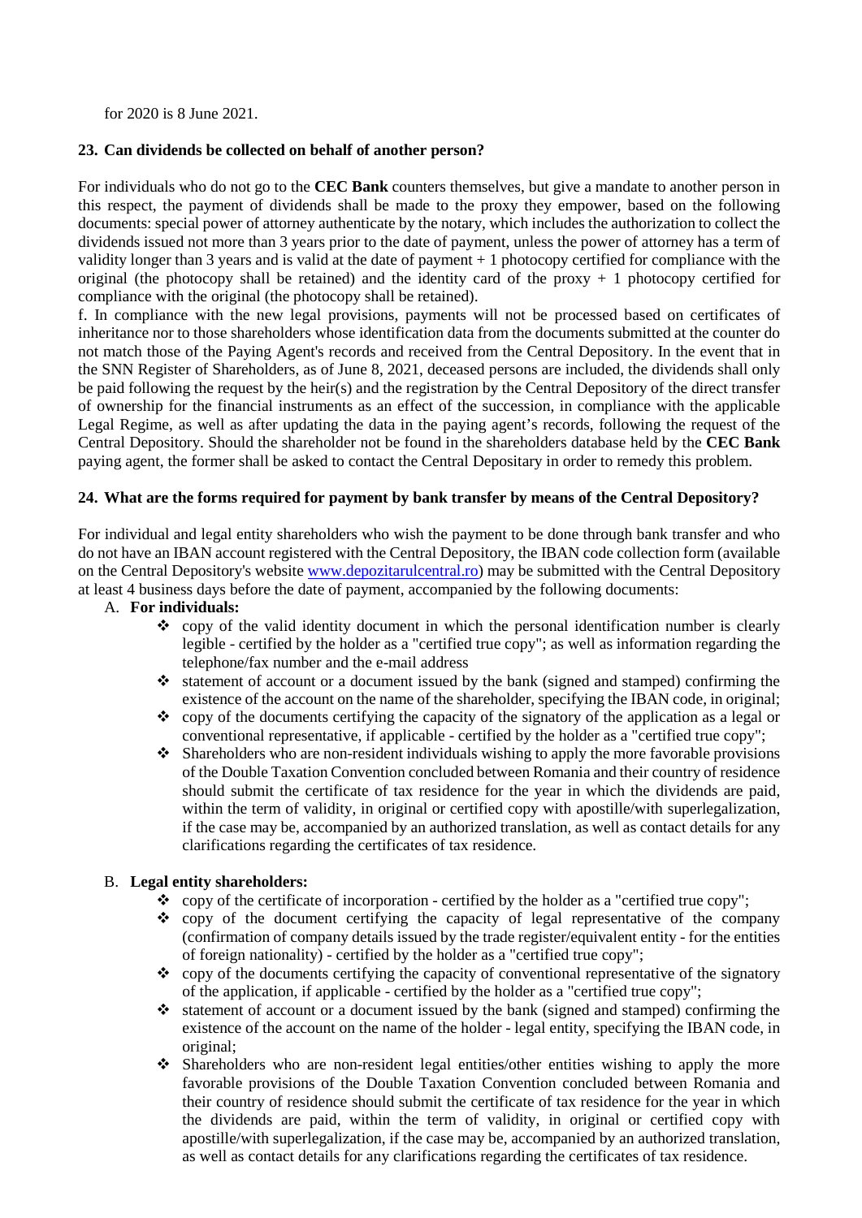for 2020 is 8 June 2021.

## 23. Can dividends be collected on behalf of another person?

For individuals who do not go to the **CEC Bank** counters themselves, but give a mandate to another person in this respect, the payment of dividends shall be made to the proxy they empower, based on the following documents: special power of attorney authenticate by the notary, which includes the authorization to collect the dividends issued not more than 3 years prior to the date of payment, unless the power of attorney has a term of validity longer than 3 years and is valid at the date of payment + 1 photocopy certified for compliance with the original (the photocopy shall be retained) and the identity card of the proxy + 1 photocopy certified for compliance with the original (the photocopy shall be retained).

f. In compliance with the new legal provisions, payments will not be processed based on certificates of inheritance nor to those shareholders whose identification data from the documents submitted at the counter do not match those of the Paying Agent's records and received from the Central Depository. In the event that in the SNN Register of Shareholders, as of June 8, 2021, deceased persons are included, the dividends shall only be paid following the request by the heir(s) and the registration by the Central Depository of the direct transfer of ownership for the financial instruments as an effect of the succession, in compliance with the applicable Legal Regime, as well as after updating the data in the paying agent's records, following the request of the Central Depository. Should the shareholder not be found in the shareholders database held by the **CEC Bank** paying agent, the former shall be asked to contact the Central Depositary in order to remedy this problem.

## 24. What are the forms required for payment by bank transfer by means of the Central Depository?

For individual and legal entity shareholders who wish the payment to be done through bank transfer and who do not have an IBAN account registered with the Central Depository, the IBAN code collection form (available on the Central Depository's website www.depozitarulcentral.ro) may be submitted with the Central Depository at least 4 business days before the date of payment, accompanied by the following documents:

A. **For individuals:**

- copy of the valid identity document in which the personal identification number is clearly legible - certified by the holder as a "certified true copy"; as well as information regarding the telephone/fax number and the e-mail address
- statement of account or a document issued by the bank (signed and stamped) confirming the existence of the account on the name of the shareholder, specifying the IBAN code, in original;
- copy of the documents certifying the capacity of the signatory of the application as a legal or conventional representative, if applicable - certified by the holder as a "certified true copy";
- Shareholders who are non-resident individuals wishing to apply the more favorable provisions of the Double Taxation Convention concluded between Romania and their country of residence should submit the certificate of tax residence for the year in which the dividends are paid, within the term of validity, in original or certified copy with apostille/with superlegalization, if the case may be, accompanied by an authorized translation, as well as contact details for any clarifications regarding the certificates of tax residence.

B. **Legal entity shareholders:**

- copy of the certificate of incorporation - certified by the holder as a "certified true copy";
- copy of the document certifying the capacity of legal representative of the company (confirmation of company details issued by the trade register/equivalent entity - for the entities of foreign nationality) - certified by the holder as a "certified true copy";
- copy of the documents certifying the capacity of conventional representative of the signatory of the application, if applicable - certified by the holder as a "certified true copy";
- statement of account or a document issued by the bank (signed and stamped) confirming the existence of the account on the name of the holder - legal entity, specifying the IBAN code, in original;
- Shareholders who are non-resident legal entities/other entities wishing to apply the more favorable provisions of the Double Taxation Convention concluded between Romania and their country of residence should submit the certificate of tax residence for the year in which the dividends are paid, within the term of validity, in original or certified copy with apostille/with superlegalization, if the case may be, accompanied by an authorized translation, as well as contact details for any clarifications regarding the certificates of tax residence.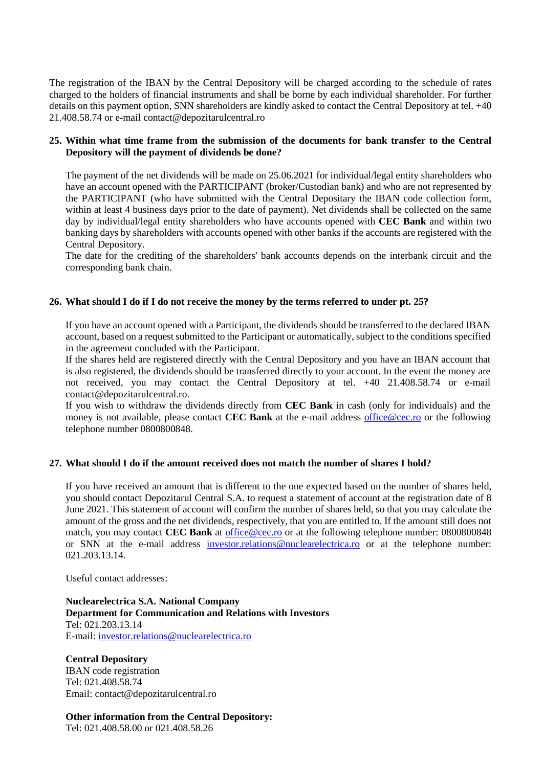The registration of the IBAN by the Central Depository will be charged according to the schedule of rates charged to the holders of financial instruments and shall be borne by each individual shareholder. For further details on this payment option, SNN shareholders are kindly asked to contact the Central Depository at tel. +40 21.408.58.74 or e-mail contact@depozitarulcentral.ro

**25. Within what time frame from the submission of the documents for bank transfer to the Central Depository will the payment of dividends be done?**

The payment of the net dividends will be made on 25.06.2021 for individual/legal entity shareholders who have an account opened with the PARTICIPANT (broker/Custodian bank) and who are not represented by the PARTICIPANT (who have submitted with the Central Depositary the IBAN code collection form, within at least 4 business days prior to the date of payment). Net dividends shall be collected on the same day by individual/legal entity shareholders who have accounts opened with **CEC Bank** and within two banking days by shareholders with accounts opened with other banks if the accounts are registered with the Central Depository.

The date for the crediting of the shareholders' bank accounts depends on the interbank circuit and the corresponding bank chain.

**26. What should I do if I do not receive the money by the terms referred to under pt. 25?**

If you have an account opened with a Participant, the dividends should be transferred to the declared IBAN account, based on a request submitted to the Participant or automatically, subject to the conditions specified in the agreement concluded with the Participant.

If the shares held are registered directly with the Central Depository and you have an IBAN account that is also registered, the dividends should be transferred directly to your account. In the event the money are not received, you may contact the Central Depository at tel. +40 21.408.58.74 or e-mail contact@depozitarulcentral.ro.

If you wish to withdraw the dividends directly from **CEC Bank** in cash (only for individuals) and the money is not available, please contact **CEC Bank** at the e-mail address office@cec.ro or the following telephone number 0800800848.

**27. What should I do if the amount received does not match the number of shares I hold?**

If you have received an amount that is different to the one expected based on the number of shares held, you should contact Depozitarul Central S.A. to request a statement of account at the registration date of 8 June 2021. This statement of account will confirm the number of shares held, so that you may calculate the amount of the gross and the net dividends, respectively, that you are entitled to. If the amount still does not match, you may contact **CEC Bank** at office@cec.ro or at the following telephone number: 0800800848 or SNN at the e-mail address investor.relations@nuclearelectrica.ro or at the telephone number: 021.203.13.14.

Useful contact addresses:

**Nuclearelectrica S.A. National Company**
**Department for Communication and Relations with Investors**
Tel: 021.203.13.14
E-mail: investor.relations@nuclearelectrica.ro

**Central Depository**
IBAN code registration
Tel: 021.408.58.74
Email: contact@depozitarulcentral.ro

**Other information from the Central Depository:**
Tel: 021.408.58.00 or 021.408.58.26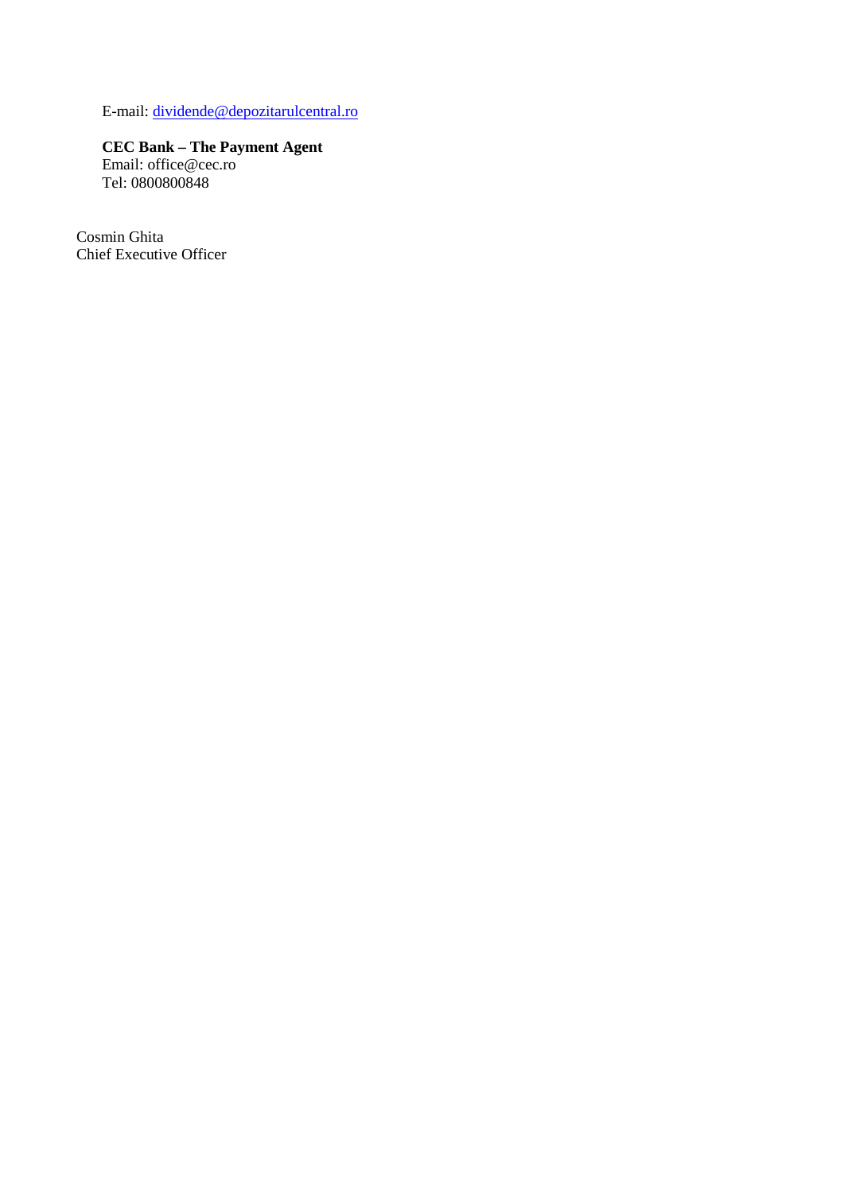E-mail: dividende@depozitarulcentral.ro

**CEC Bank – The Payment Agent**
Email: office@cec.ro
Tel: 0800800848

Cosmin Ghita
Chief Executive Officer